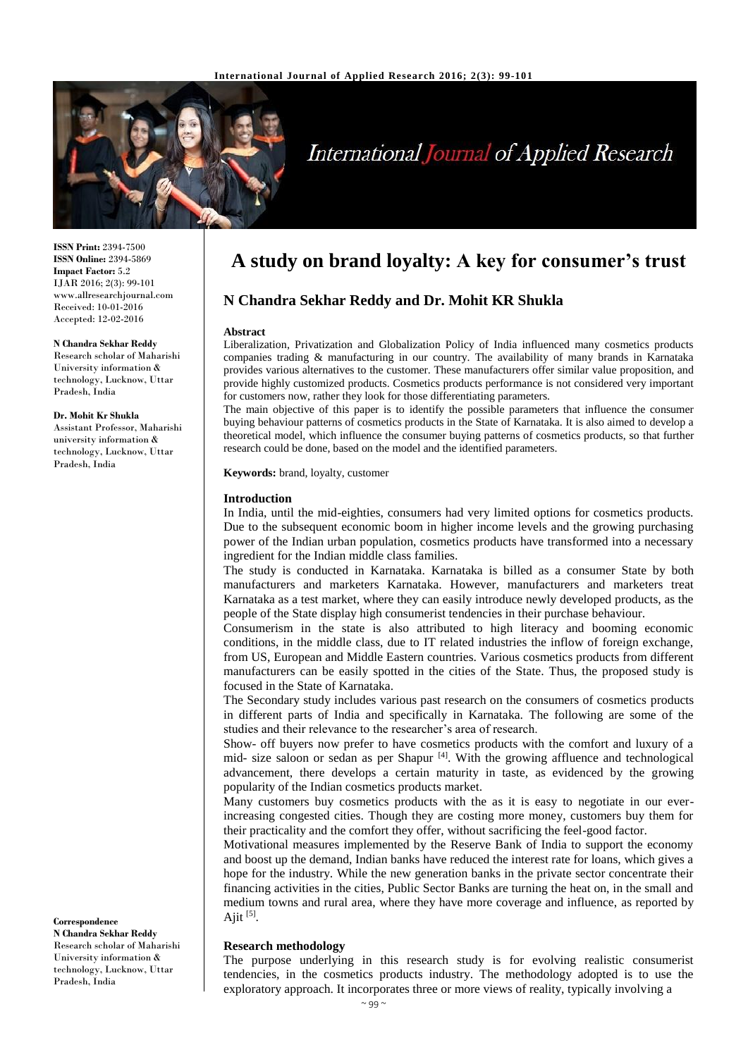**ISSN Print:** 2394-7500
**ISSN Online:** 2394-5869
**Impact Factor:** 5.2
IJAR 2016; 2(3): 99-101
www.allresearchjournal.com
Received: 10-01-2016
Accepted: 12-02-2016

**N Chandra Sekhar Reddy**
Research scholar of Maharishi University information & technology, Lucknow, Uttar Pradesh, India

**Dr. Mohit Kr Shukla**
Assistant Professor, Maharishi university information & technology, Lucknow, Uttar Pradesh, India

**Correspondence**
**N Chandra Sekhar Reddy**
Research scholar of Maharishi University information & technology, Lucknow, Uttar Pradesh, India

# A study on brand loyalty: A key for consumer's trust

## N Chandra Sekhar Reddy and Dr. Mohit KR Shukla

### Abstract

Liberalization, Privatization and Globalization Policy of India influenced many cosmetics products companies trading & manufacturing in our country. The availability of many brands in Karnataka provides various alternatives to the customer. These manufacturers offer similar value proposition, and provide highly customized products. Cosmetics products performance is not considered very important for customers now, rather they look for those differentiating parameters.

The main objective of this paper is to identify the possible parameters that influence the consumer buying behaviour patterns of cosmetics products in the State of Karnataka. It is also aimed to develop a theoretical model, which influence the consumer buying patterns of cosmetics products, so that further research could be done, based on the model and the identified parameters.

**Keywords:** brand, loyalty, customer

### Introduction

In India, until the mid-eighties, consumers had very limited options for cosmetics products. Due to the subsequent economic boom in higher income levels and the growing purchasing power of the Indian urban population, cosmetics products have transformed into a necessary ingredient for the Indian middle class families.

The study is conducted in Karnataka. Karnataka is billed as a consumer State by both manufacturers and marketers Karnataka. However, manufacturers and marketers treat Karnataka as a test market, where they can easily introduce newly developed products, as the people of the State display high consumerist tendencies in their purchase behaviour.

Consumerism in the state is also attributed to high literacy and booming economic conditions, in the middle class, due to IT related industries the inflow of foreign exchange, from US, European and Middle Eastern countries. Various cosmetics products from different manufacturers can be easily spotted in the cities of the State. Thus, the proposed study is focused in the State of Karnataka.

The Secondary study includes various past research on the consumers of cosmetics products in different parts of India and specifically in Karnataka. The following are some of the studies and their relevance to the researcher's area of research.

Show- off buyers now prefer to have cosmetics products with the comfort and luxury of a mid- size saloon or sedan as per Shapur [4]. With the growing affluence and technological advancement, there develops a certain maturity in taste, as evidenced by the growing popularity of the Indian cosmetics products market.

Many customers buy cosmetics products with the as it is easy to negotiate in our ever-increasing congested cities. Though they are costing more money, customers buy them for their practicality and the comfort they offer, without sacrificing the feel-good factor.

Motivational measures implemented by the Reserve Bank of India to support the economy and boost up the demand, Indian banks have reduced the interest rate for loans, which gives a hope for the industry. While the new generation banks in the private sector concentrate their financing activities in the cities, Public Sector Banks are turning the heat on, in the small and medium towns and rural area, where they have more coverage and influence, as reported by Ajit [5].

### Research methodology

The purpose underlying in this research study is for evolving realistic consumerist tendencies, in the cosmetics products industry. The methodology adopted is to use the exploratory approach. It incorporates three or more views of reality, typically involving a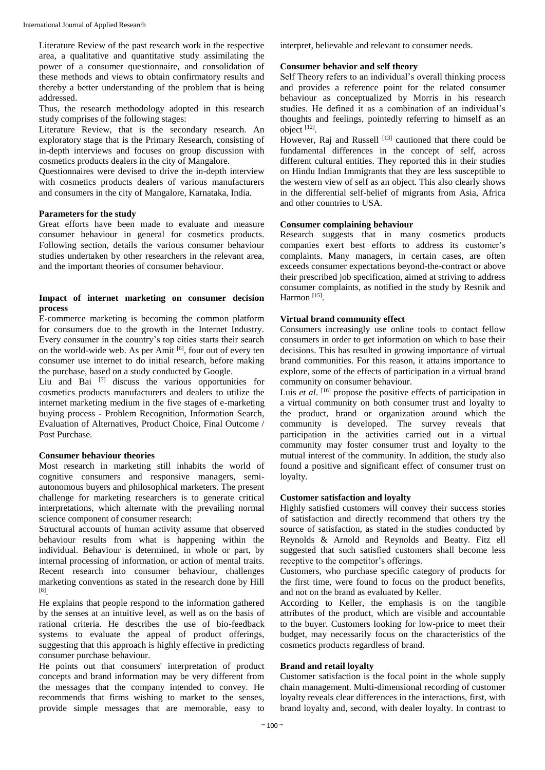Literature Review of the past research work in the respective area, a qualitative and quantitative study assimilating the power of a consumer questionnaire, and consolidation of these methods and views to obtain confirmatory results and thereby a better understanding of the problem that is being addressed.

Thus, the research methodology adopted in this research study comprises of the following stages:

Literature Review, that is the secondary research. An exploratory stage that is the Primary Research, consisting of in-depth interviews and focuses on group discussion with cosmetics products dealers in the city of Mangalore.

Questionnaires were devised to drive the in-depth interview with cosmetics products dealers of various manufacturers and consumers in the city of Mangalore, Karnataka, India.

## Parameters for the study

Great efforts have been made to evaluate and measure consumer behaviour in general for cosmetics products. Following section, details the various consumer behaviour studies undertaken by other researchers in the relevant area, and the important theories of consumer behaviour.

## Impact of internet marketing on consumer decision process

E-commerce marketing is becoming the common platform for consumers due to the growth in the Internet Industry. Every consumer in the country's top cities starts their search on the world-wide web. As per Amit [6], four out of every ten consumer use internet to do initial research, before making the purchase, based on a study conducted by Google.

Liu and Bai [7] discuss the various opportunities for cosmetics products manufacturers and dealers to utilize the internet marketing medium in the five stages of e-marketing buying process - Problem Recognition, Information Search, Evaluation of Alternatives, Product Choice, Final Outcome / Post Purchase.

## Consumer behaviour theories

Most research in marketing still inhabits the world of cognitive consumers and responsive managers, semi-autonomous buyers and philosophical marketers. The present challenge for marketing researchers is to generate critical interpretations, which alternate with the prevailing normal science component of consumer research:

Structural accounts of human activity assume that observed behaviour results from what is happening within the individual. Behaviour is determined, in whole or part, by internal processing of information, or action of mental traits. Recent research into consumer behaviour, challenges marketing conventions as stated in the research done by Hill [8].

He explains that people respond to the information gathered by the senses at an intuitive level, as well as on the basis of rational criteria. He describes the use of bio-feedback systems to evaluate the appeal of product offerings, suggesting that this approach is highly effective in predicting consumer purchase behaviour.

He points out that consumers' interpretation of product concepts and brand information may be very different from the messages that the company intended to convey. He recommends that firms wishing to market to the senses, provide simple messages that are memorable, easy to interpret, believable and relevant to consumer needs.

## Consumer behavior and self theory

Self Theory refers to an individual's overall thinking process and provides a reference point for the related consumer behaviour as conceptualized by Morris in his research studies. He defined it as a combination of an individual's thoughts and feelings, pointedly referring to himself as an object [12].

However, Raj and Russell [13] cautioned that there could be fundamental differences in the concept of self, across different cultural entities. They reported this in their studies on Hindu Indian Immigrants that they are less susceptible to the western view of self as an object. This also clearly shows in the differential self-belief of migrants from Asia, Africa and other countries to USA.

## Consumer complaining behaviour

Research suggests that in many cosmetics products companies exert best efforts to address its customer's complaints. Many managers, in certain cases, are often exceeds consumer expectations beyond-the-contract or above their prescribed job specification, aimed at striving to address consumer complaints, as notified in the study by Resnik and Harmon [15].

## Virtual brand community effect

Consumers increasingly use online tools to contact fellow consumers in order to get information on which to base their decisions. This has resulted in growing importance of virtual brand communities. For this reason, it attains importance to explore, some of the effects of participation in a virtual brand community on consumer behaviour.

Luis *et al*. [16] propose the positive effects of participation in a virtual community on both consumer trust and loyalty to the product, brand or organization around which the community is developed. The survey reveals that participation in the activities carried out in a virtual community may foster consumer trust and loyalty to the mutual interest of the community. In addition, the study also found a positive and significant effect of consumer trust on loyalty.

## Customer satisfaction and loyalty

Highly satisfied customers will convey their success stories of satisfaction and directly recommend that others try the source of satisfaction, as stated in the studies conducted by Reynolds & Arnold and Reynolds and Beatty. Fitz ell suggested that such satisfied customers shall become less receptive to the competitor's offerings.

Customers, who purchase specific category of products for the first time, were found to focus on the product benefits, and not on the brand as evaluated by Keller.

According to Keller, the emphasis is on the tangible attributes of the product, which are visible and accountable to the buyer. Customers looking for low-price to meet their budget, may necessarily focus on the characteristics of the cosmetics products regardless of brand.

## Brand and retail loyalty

Customer satisfaction is the focal point in the whole supply chain management. Multi-dimensional recording of customer loyalty reveals clear differences in the interactions, first, with brand loyalty and, second, with dealer loyalty. In contrast to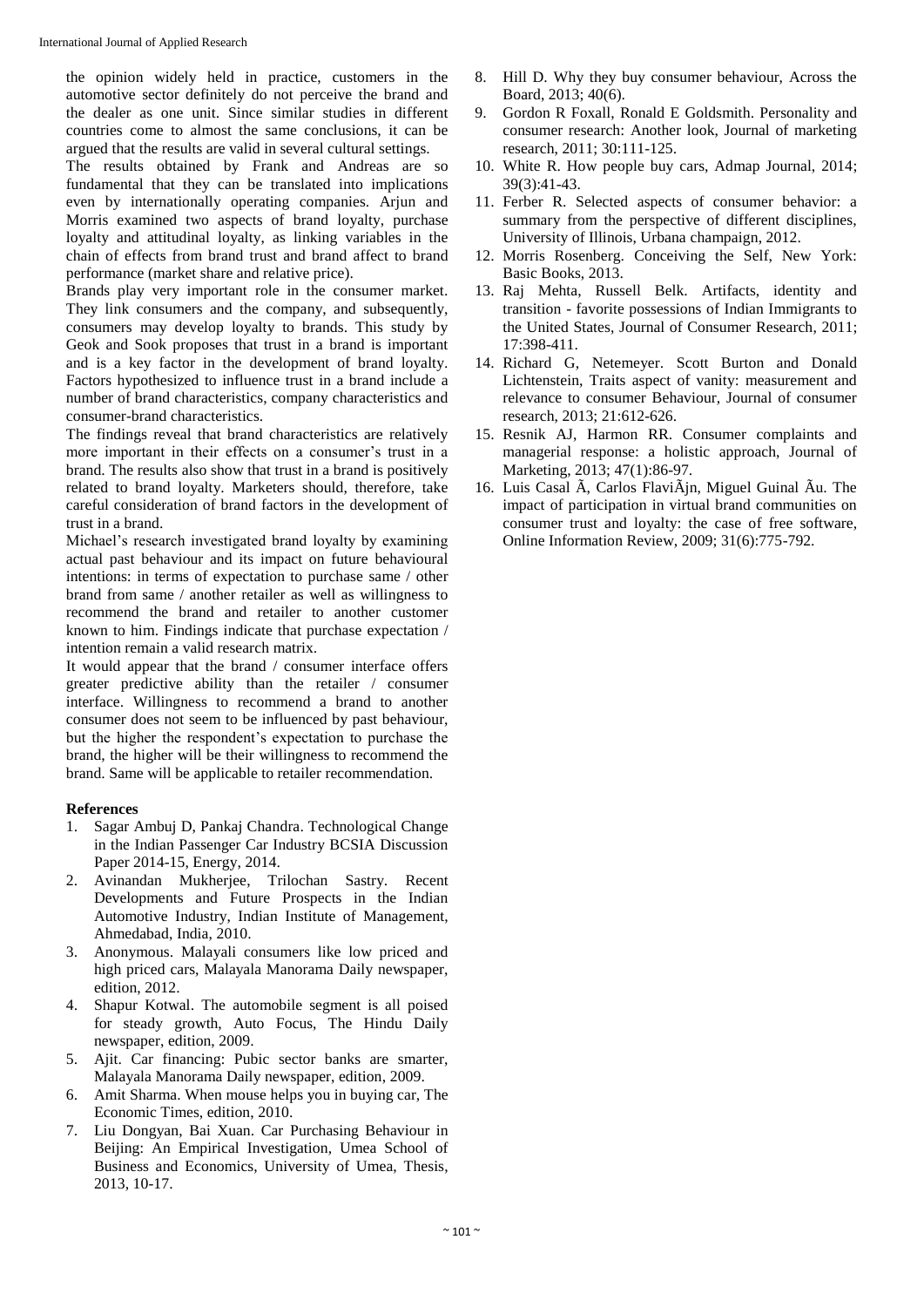the opinion widely held in practice, customers in the automotive sector definitely do not perceive the brand and the dealer as one unit. Since similar studies in different countries come to almost the same conclusions, it can be argued that the results are valid in several cultural settings.

The results obtained by Frank and Andreas are so fundamental that they can be translated into implications even by internationally operating companies. Arjun and Morris examined two aspects of brand loyalty, purchase loyalty and attitudinal loyalty, as linking variables in the chain of effects from brand trust and brand affect to brand performance (market share and relative price).

Brands play very important role in the consumer market. They link consumers and the company, and subsequently, consumers may develop loyalty to brands. This study by Geok and Sook proposes that trust in a brand is important and is a key factor in the development of brand loyalty. Factors hypothesized to influence trust in a brand include a number of brand characteristics, company characteristics and consumer-brand characteristics.

The findings reveal that brand characteristics are relatively more important in their effects on a consumer's trust in a brand. The results also show that trust in a brand is positively related to brand loyalty. Marketers should, therefore, take careful consideration of brand factors in the development of trust in a brand.

Michael's research investigated brand loyalty by examining actual past behaviour and its impact on future behavioural intentions: in terms of expectation to purchase same / other brand from same / another retailer as well as willingness to recommend the brand and retailer to another customer known to him. Findings indicate that purchase expectation / intention remain a valid research matrix.

It would appear that the brand / consumer interface offers greater predictive ability than the retailer / consumer interface. Willingness to recommend a brand to another consumer does not seem to be influenced by past behaviour, but the higher the respondent's expectation to purchase the brand, the higher will be their willingness to recommend the brand. Same will be applicable to retailer recommendation.

## References

1. Sagar Ambuj D, Pankaj Chandra. Technological Change in the Indian Passenger Car Industry BCSIA Discussion Paper 2014-15, Energy, 2014.
2. Avinandan Mukherjee, Trilochan Sastry. Recent Developments and Future Prospects in the Indian Automotive Industry, Indian Institute of Management, Ahmedabad, India, 2010.
3. Anonymous. Malayali consumers like low priced and high priced cars, Malayala Manorama Daily newspaper, edition, 2012.
4. Shapur Kotwal. The automobile segment is all poised for steady growth, Auto Focus, The Hindu Daily newspaper, edition, 2009.
5. Ajit. Car financing: Pubic sector banks are smarter, Malayala Manorama Daily newspaper, edition, 2009.
6. Amit Sharma. When mouse helps you in buying car, The Economic Times, edition, 2010.
7. Liu Dongyan, Bai Xuan. Car Purchasing Behaviour in Beijing: An Empirical Investigation, Umea School of Business and Economics, University of Umea, Thesis, 2013, 10-17.
8. Hill D. Why they buy consumer behaviour, Across the Board, 2013; 40(6).
9. Gordon R Foxall, Ronald E Goldsmith. Personality and consumer research: Another look, Journal of marketing research, 2011; 30:111-125.
10. White R. How people buy cars, Admap Journal, 2014; 39(3):41-43.
11. Ferber R. Selected aspects of consumer behavior: a summary from the perspective of different disciplines, University of Illinois, Urbana champaign, 2012.
12. Morris Rosenberg. Conceiving the Self, New York: Basic Books, 2013.
13. Raj Mehta, Russell Belk. Artifacts, identity and transition - favorite possessions of Indian Immigrants to the United States, Journal of Consumer Research, 2011; 17:398-411.
14. Richard G, Netemeyer. Scott Burton and Donald Lichtenstein, Traits aspect of vanity: measurement and relevance to consumer Behaviour, Journal of consumer research, 2013; 21:612-626.
15. Resnik AJ, Harmon RR. Consumer complaints and managerial response: a holistic approach, Journal of Marketing, 2013; 47(1):86-97.
16. Luis Casal Ã, Carlos FlaviÃjn, Miguel Guinal Ãu. The impact of participation in virtual brand communities on consumer trust and loyalty: the case of free software, Online Information Review, 2009; 31(6):775-792.